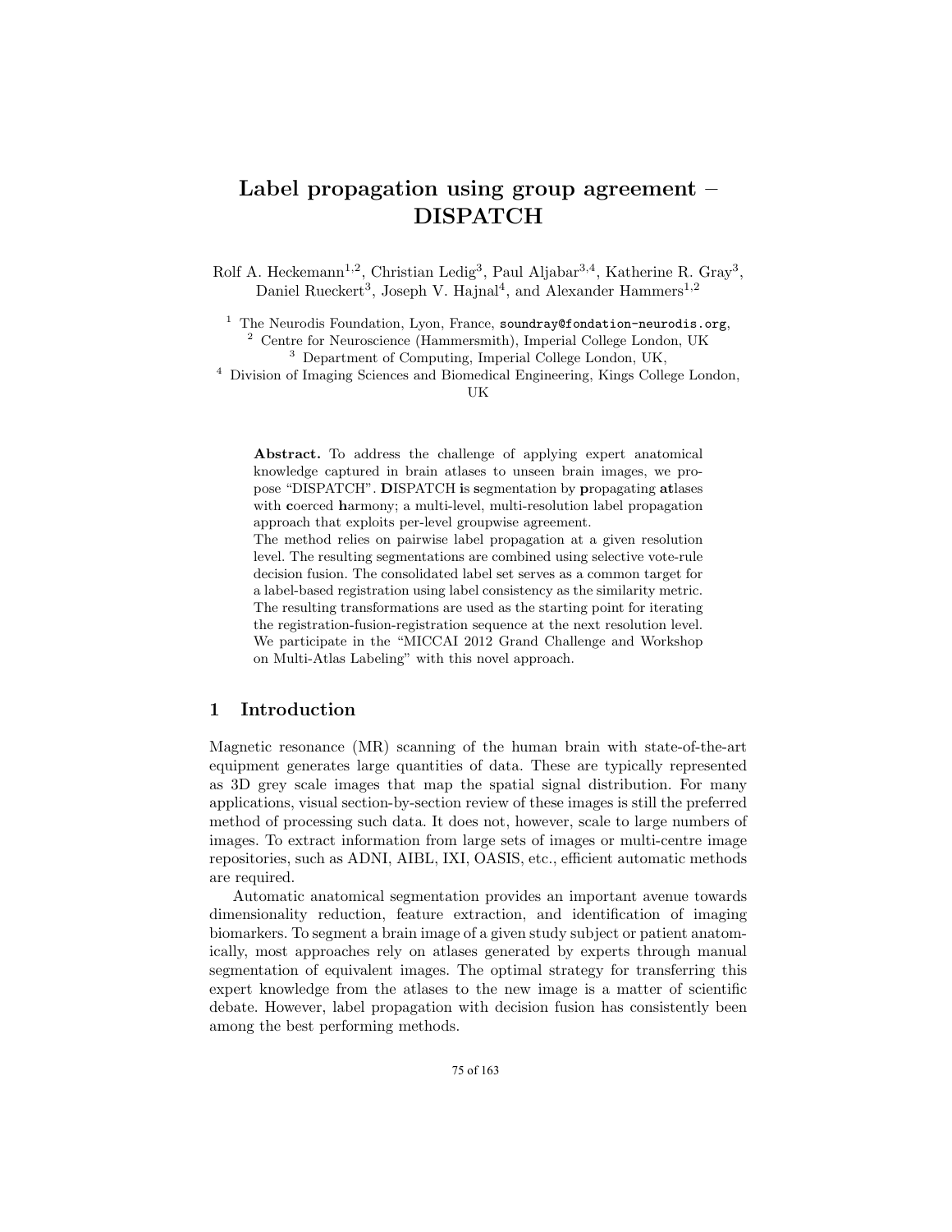# Label propagation using group agreement – DISPATCH

Rolf A. Heckemann[1,2], Christian Ledig[3], Paul Aljabar[3,4], Katherine R. Gray[3], Daniel Rueckert[3], Joseph V. Hajnal[4], and Alexander Hammers[1,2]

[1] The Neurodis Foundation, Lyon, France, soundray@fondation-neurodis.org,
[2] Centre for Neuroscience (Hammersmith), Imperial College London, UK
[3] Department of Computing, Imperial College London, UK,
[4] Division of Imaging Sciences and Biomedical Engineering, Kings College London, UK

**Abstract.** To address the challenge of applying expert anatomical knowledge captured in brain atlases to unseen brain images, we propose "DISPATCH". **DI**SPATCH **i**s **s**egmentation by **p**ropagating **at**lases with **c**oerced **h**armony; a multi-level, multi-resolution label propagation approach that exploits per-level groupwise agreement.
The method relies on pairwise label propagation at a given resolution level. The resulting segmentations are combined using selective vote-rule decision fusion. The consolidated label set serves as a common target for a label-based registration using label consistency as the similarity metric. The resulting transformations are used as the starting point for iterating the registration-fusion-registration sequence at the next resolution level. We participate in the "MICCAI 2012 Grand Challenge and Workshop on Multi-Atlas Labeling" with this novel approach.

## 1 Introduction

Magnetic resonance (MR) scanning of the human brain with state-of-the-art equipment generates large quantities of data. These are typically represented as 3D grey scale images that map the spatial signal distribution. For many applications, visual section-by-section review of these images is still the preferred method of processing such data. It does not, however, scale to large numbers of images. To extract information from large sets of images or multi-centre image repositories, such as ADNI, AIBL, IXI, OASIS, etc., efficient automatic methods are required.

Automatic anatomical segmentation provides an important avenue towards dimensionality reduction, feature extraction, and identification of imaging biomarkers. To segment a brain image of a given study subject or patient anatomically, most approaches rely on atlases generated by experts through manual segmentation of equivalent images. The optimal strategy for transferring this expert knowledge from the atlases to the new image is a matter of scientific debate. However, label propagation with decision fusion has consistently been among the best performing methods.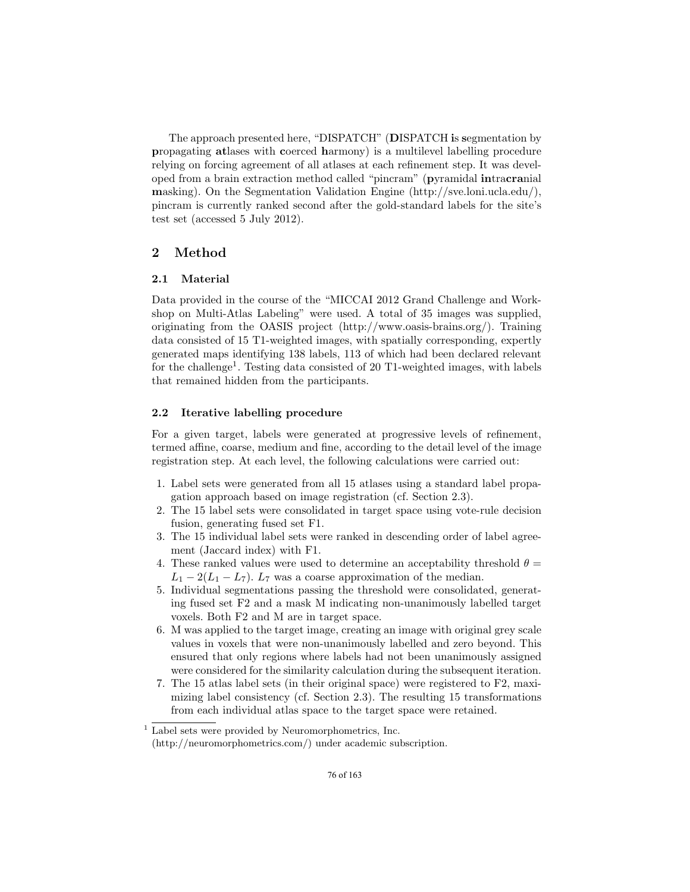The approach presented here, "DISPATCH" (**D**ISPATCH **i**s **s**egmentation by **p**ropagating **at**lases with **c**oerced **h**armony) is a multilevel labelling procedure relying on forcing agreement of all atlases at each refinement step. It was developed from a brain extraction method called "pincram" (**p**yramidal **in**tra**cra**nial **m**asking). On the Segmentation Validation Engine (http://sve.loni.ucla.edu/), pincram is currently ranked second after the gold-standard labels for the site's test set (accessed 5 July 2012).

## 2 Method

### 2.1 Material

Data provided in the course of the "MICCAI 2012 Grand Challenge and Workshop on Multi-Atlas Labeling" were used. A total of 35 images was supplied, originating from the OASIS project (http://www.oasis-brains.org/). Training data consisted of 15 T1-weighted images, with spatially corresponding, expertly generated maps identifying 138 labels, 113 of which had been declared relevant for the challenge[1]. Testing data consisted of 20 T1-weighted images, with labels that remained hidden from the participants.

### 2.2 Iterative labelling procedure

For a given target, labels were generated at progressive levels of refinement, termed affine, coarse, medium and fine, according to the detail level of the image registration step. At each level, the following calculations were carried out:

1. Label sets were generated from all 15 atlases using a standard label propagation approach based on image registration (cf. Section 2.3).
2. The 15 label sets were consolidated in target space using vote-rule decision fusion, generating fused set F1.
3. The 15 individual label sets were ranked in descending order of label agreement (Jaccard index) with F1.
4. These ranked values were used to determine an acceptability threshold $\theta = L_1 - 2(L_1 - L_7)$. $L_7$ was a coarse approximation of the median.
5. Individual segmentations passing the threshold were consolidated, generating fused set F2 and a mask M indicating non-unanimously labelled target voxels. Both F2 and M are in target space.
6. M was applied to the target image, creating an image with original grey scale values in voxels that were non-unanimously labelled and zero beyond. This ensured that only regions where labels had not been unanimously assigned were considered for the similarity calculation during the subsequent iteration.
7. The 15 atlas label sets (in their original space) were registered to F2, maximizing label consistency (cf. Section 2.3). The resulting 15 transformations from each individual atlas space to the target space were retained.

[1] Label sets were provided by Neuromorphometrics, Inc. (http://neuromorphometrics.com/) under academic subscription.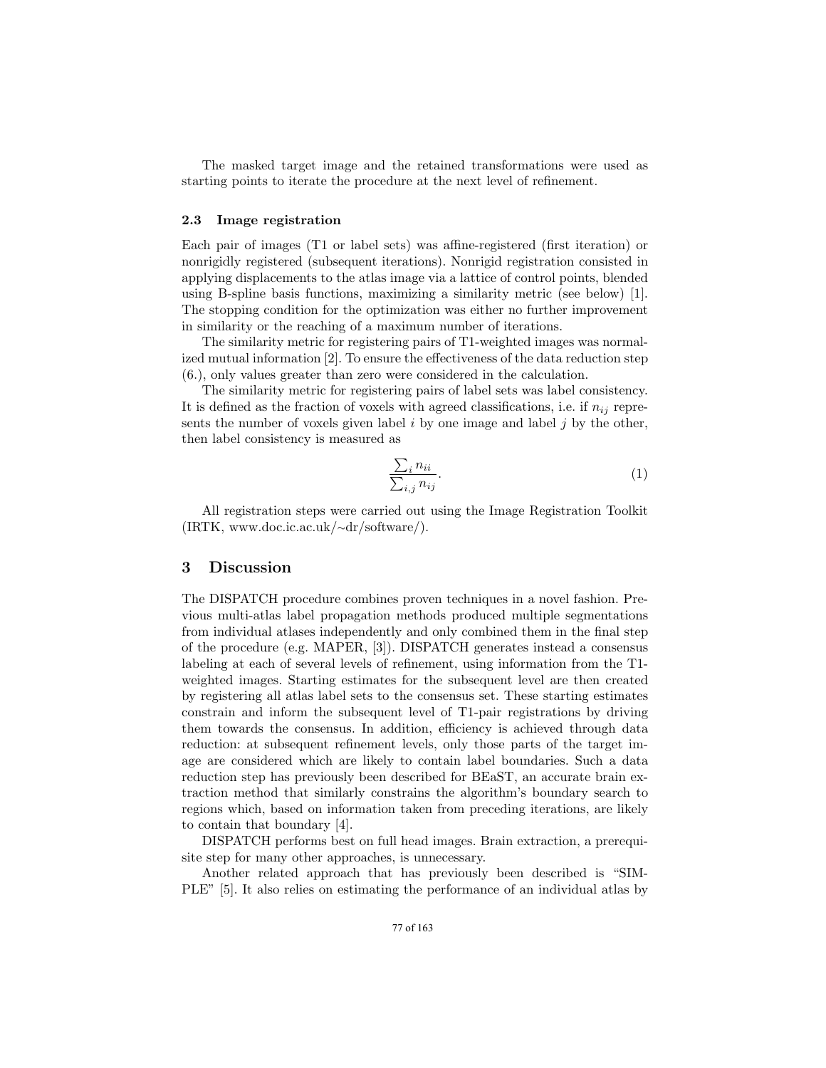The masked target image and the retained transformations were used as starting points to iterate the procedure at the next level of refinement.

### 2.3 Image registration

Each pair of images (T1 or label sets) was affine-registered (first iteration) or nonrigidly registered (subsequent iterations). Nonrigid registration consisted in applying displacements to the atlas image via a lattice of control points, blended using B-spline basis functions, maximizing a similarity metric (see below) [1]. The stopping condition for the optimization was either no further improvement in similarity or the reaching of a maximum number of iterations.

The similarity metric for registering pairs of T1-weighted images was normalized mutual information [2]. To ensure the effectiveness of the data reduction step (6.), only values greater than zero were considered in the calculation.

The similarity metric for registering pairs of label sets was label consistency. It is defined as the fraction of voxels with agreed classifications, i.e. if $n_{ij}$ represents the number of voxels given label $i$ by one image and label $j$ by the other, then label consistency is measured as

$$\frac{\sum_i n_{ii}}{\sum_{i,j} n_{ij}}. \tag{1}$$

All registration steps were carried out using the Image Registration Toolkit (IRTK, www.doc.ic.ac.uk/~dr/software/).

## 3 Discussion

The DISPATCH procedure combines proven techniques in a novel fashion. Previous multi-atlas label propagation methods produced multiple segmentations from individual atlases independently and only combined them in the final step of the procedure (e.g. MAPER, [3]). DISPATCH generates instead a consensus labeling at each of several levels of refinement, using information from the T1-weighted images. Starting estimates for the subsequent level are then created by registering all atlas label sets to the consensus set. These starting estimates constrain and inform the subsequent level of T1-pair registrations by driving them towards the consensus. In addition, efficiency is achieved through data reduction: at subsequent refinement levels, only those parts of the target image are considered which are likely to contain label boundaries. Such a data reduction step has previously been described for BEaST, an accurate brain extraction method that similarly constrains the algorithm's boundary search to regions which, based on information taken from preceding iterations, are likely to contain that boundary [4].

DISPATCH performs best on full head images. Brain extraction, a prerequisite step for many other approaches, is unnecessary.

Another related approach that has previously been described is "SIMPLE" [5]. It also relies on estimating the performance of an individual atlas by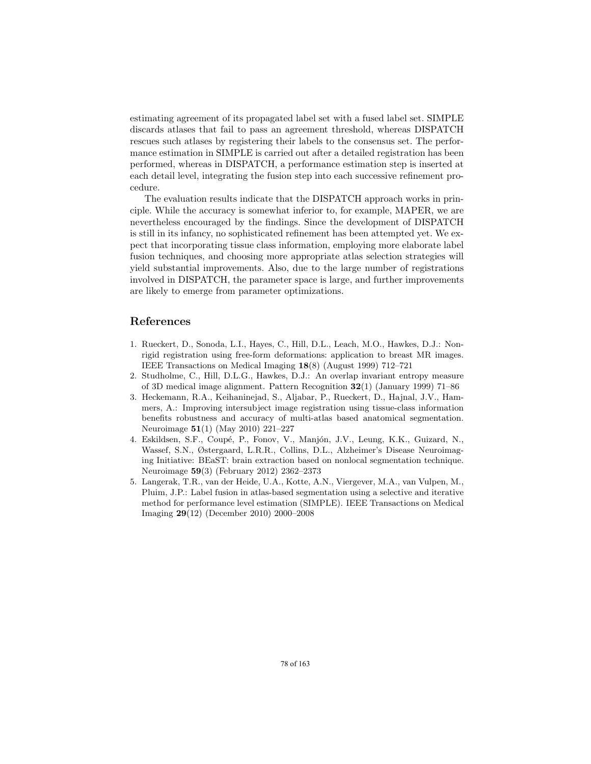estimating agreement of its propagated label set with a fused label set. SIMPLE discards atlases that fail to pass an agreement threshold, whereas DISPATCH rescues such atlases by registering their labels to the consensus set. The performance estimation in SIMPLE is carried out after a detailed registration has been performed, whereas in DISPATCH, a performance estimation step is inserted at each detail level, integrating the fusion step into each successive refinement procedure.

The evaluation results indicate that the DISPATCH approach works in principle. While the accuracy is somewhat inferior to, for example, MAPER, we are nevertheless encouraged by the findings. Since the development of DISPATCH is still in its infancy, no sophisticated refinement has been attempted yet. We expect that incorporating tissue class information, employing more elaborate label fusion techniques, and choosing more appropriate atlas selection strategies will yield substantial improvements. Also, due to the large number of registrations involved in DISPATCH, the parameter space is large, and further improvements are likely to emerge from parameter optimizations.

## References

1. Rueckert, D., Sonoda, L.I., Hayes, C., Hill, D.L., Leach, M.O., Hawkes, D.J.: Nonrigid registration using free-form deformations: application to breast MR images. IEEE Transactions on Medical Imaging **18**(8) (August 1999) 712–721
2. Studholme, C., Hill, D.L.G., Hawkes, D.J.: An overlap invariant entropy measure of 3D medical image alignment. Pattern Recognition **32**(1) (January 1999) 71–86
3. Heckemann, R.A., Keihaninejad, S., Aljabar, P., Rueckert, D., Hajnal, J.V., Hammers, A.: Improving intersubject image registration using tissue-class information benefits robustness and accuracy of multi-atlas based anatomical segmentation. Neuroimage **51**(1) (May 2010) 221–227
4. Eskildsen, S.F., Coupé, P., Fonov, V., Manjón, J.V., Leung, K.K., Guizard, N., Wassef, S.N., Østergaard, L.R.R., Collins, D.L., Alzheimer's Disease Neuroimaging Initiative: BEaST: brain extraction based on nonlocal segmentation technique. Neuroimage **59**(3) (February 2012) 2362–2373
5. Langerak, T.R., van der Heide, U.A., Kotte, A.N., Viergever, M.A., van Vulpen, M., Pluim, J.P.: Label fusion in atlas-based segmentation using a selective and iterative method for performance level estimation (SIMPLE). IEEE Transactions on Medical Imaging **29**(12) (December 2010) 2000–2008